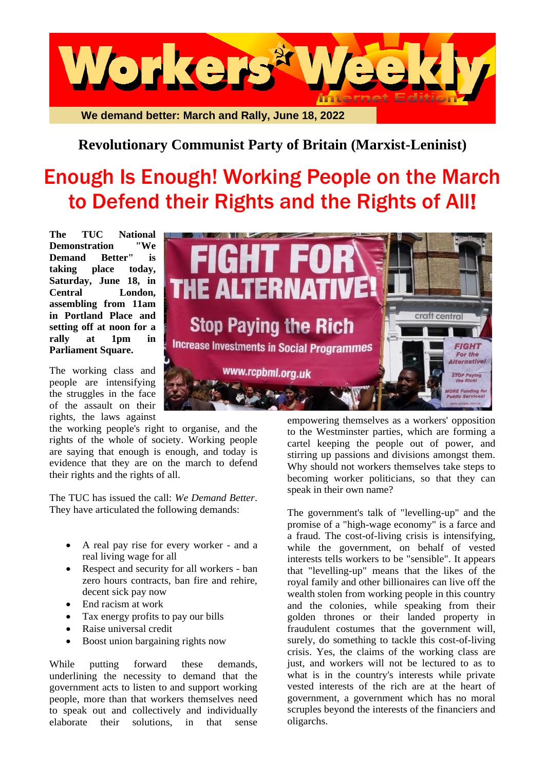# Workers' Weekly

Internet Edition

**We demand better: March and Rally, June 18, 2022**

**Revolutionary Communist Party of Britain (Marxist-Leninist)**

# Enough Is Enough! Working People on the March to Defend their Rights and the Rights of All!

**The TUC National Demonstration "We Demand Better" is taking place today, Saturday, June 18, in Central London, assembling from 11am in Portland Place and setting off at noon for a rally at 1pm in Parliament Square.**

The working class and people are intensifying the struggles in the face of the assault on their rights, the laws against the working people's right to organise, and the rights of the whole of society. Working people are saying that enough is enough, and today is evidence that they are on the march to defend their rights and the rights of all.

The TUC has issued the call: *We Demand Better*. They have articulated the following demands:

- A real pay rise for every worker - and a real living wage for all
- Respect and security for all workers - ban zero hours contracts, ban fire and rehire, decent sick pay now
- End racism at work
- Tax energy profits to pay our bills
- Raise universal credit
- Boost union bargaining rights now

While putting forward these demands, underlining the necessity to demand that the government acts to listen to and support working people, more than that workers themselves need to speak out and collectively and individually elaborate their solutions, in that sense empowering themselves as a workers' opposition to the Westminster parties, which are forming a cartel keeping the people out of power, and stirring up passions and divisions amongst them. Why should not workers themselves take steps to becoming worker politicians, so that they can speak in their own name?

The government's talk of "levelling-up" and the promise of a "high-wage economy" is a farce and a fraud. The cost-of-living crisis is intensifying, while the government, on behalf of vested interests tells workers to be "sensible". It appears that "levelling-up" means that the likes of the royal family and other billionaires can live off the wealth stolen from working people in this country and the colonies, while speaking from their golden thrones or their landed property in fraudulent costumes that the government will, surely, do something to tackle this cost-of-living crisis. Yes, the claims of the working class are just, and workers will not be lectured to as to what is in the country's interests while private vested interests of the rich are at the heart of government, a government which has no moral scruples beyond the interests of the financiers and oligarchs.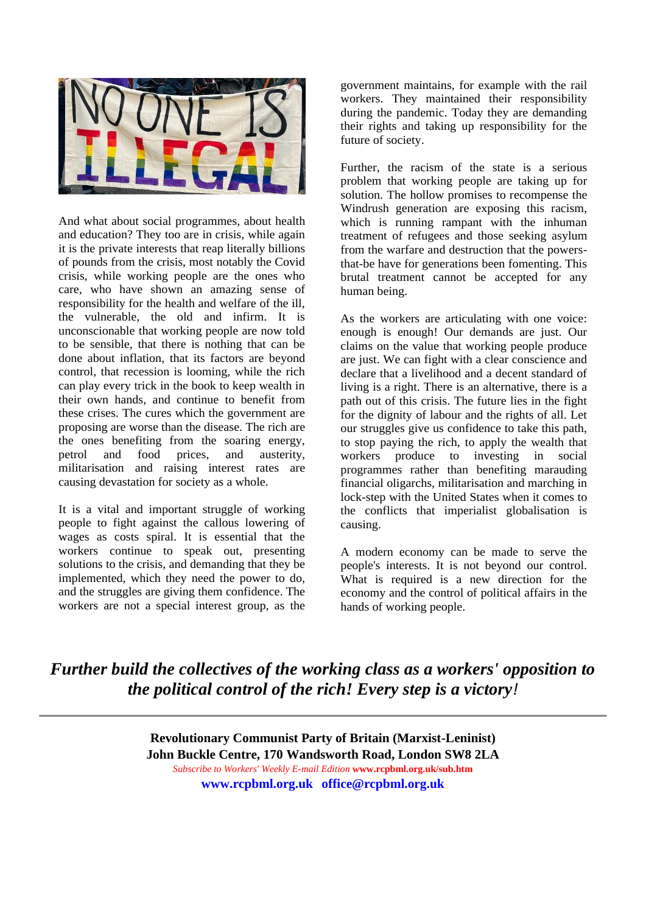And what about social programmes, about health and education? They too are in crisis, while again it is the private interests that reap literally billions of pounds from the crisis, most notably the Covid crisis, while working people are the ones who care, who have shown an amazing sense of responsibility for the health and welfare of the ill, the vulnerable, the old and infirm. It is unconscionable that working people are now told to be sensible, that there is nothing that can be done about inflation, that its factors are beyond control, that recession is looming, while the rich can play every trick in the book to keep wealth in their own hands, and continue to benefit from these crises. The cures which the government are proposing are worse than the disease. The rich are the ones benefiting from the soaring energy, petrol and food prices, and austerity, militarisation and raising interest rates are causing devastation for society as a whole.

It is a vital and important struggle of working people to fight against the callous lowering of wages as costs spiral. It is essential that the workers continue to speak out, presenting solutions to the crisis, and demanding that they be implemented, which they need the power to do, and the struggles are giving them confidence. The workers are not a special interest group, as the government maintains, for example with the rail workers. They maintained their responsibility during the pandemic. Today they are demanding their rights and taking up responsibility for the future of society.

Further, the racism of the state is a serious problem that working people are taking up for solution. The hollow promises to recompense the Windrush generation are exposing this racism, which is running rampant with the inhuman treatment of refugees and those seeking asylum from the warfare and destruction that the powers-that-be have for generations been fomenting. This brutal treatment cannot be accepted for any human being.

As the workers are articulating with one voice: enough is enough! Our demands are just. Our claims on the value that working people produce are just. We can fight with a clear conscience and declare that a livelihood and a decent standard of living is a right. There is an alternative, there is a path out of this crisis. The future lies in the fight for the dignity of labour and the rights of all. Let our struggles give us confidence to take this path, to stop paying the rich, to apply the wealth that workers produce to investing in social programmes rather than benefiting marauding financial oligarchs, militarisation and marching in lock-step with the United States when it comes to the conflicts that imperialist globalisation is causing.

A modern economy can be made to serve the people's interests. It is not beyond our control. What is required is a new direction for the economy and the control of political affairs in the hands of working people.

***Further build the collectives of the working class as a workers' opposition to the political control of the rich! Every step is a victory!***

---

**Revolutionary Communist Party of Britain (Marxist-Leninist)**
**John Buckle Centre, 170 Wandsworth Road, London SW8 2LA**
*Subscribe to Workers' Weekly E-mail Edition* **www.rcpbml.org.uk/sub.htm**
**www.rcpbml.org.uk office@rcpbml.org.uk**